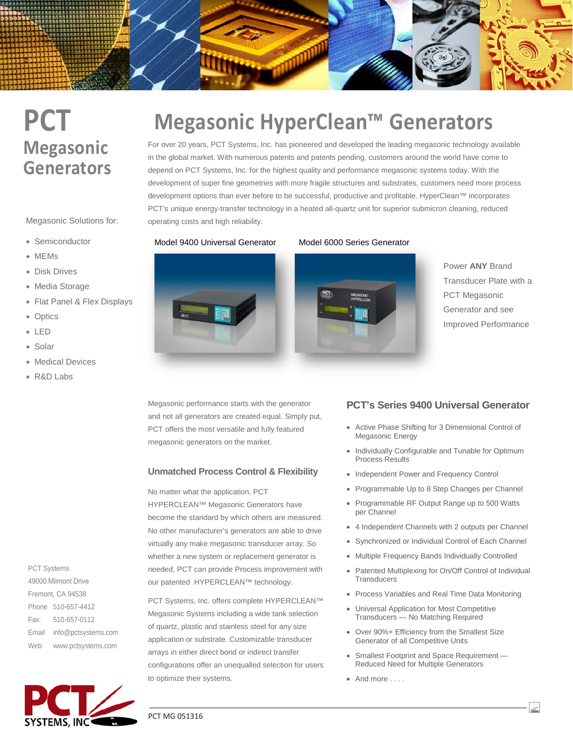# PCT Megasonic Generators

Megasonic Solutions for:

- Semiconductor
- MEMs
- Disk Drives
- Media Storage
- Flat Panel & Flex Displays
- Optics
- LED
- Solar
- Medical Devices
- R&D Labs

# Megasonic HyperClean™ Generators

For over 20 years, PCT Systems, Inc. has pioneered and developed the leading megasonic technology available in the global market. With numerous patents and patents pending, customers around the world have come to depend on PCT Systems, Inc. for the highest quality and performance megasonic systems today. With the development of super fine geometries with more fragile structures and substrates, customers need more process development options than ever before to be successful, productive and profitable. HyperClean™ incorporates PCT's unique energy-transfer technology in a heated all-quartz unit for superior submicron cleaning, reduced operating costs and high reliability.

Model 9400 Universal Generator

Model 6000 Series Generator

Power **ANY** Brand Transducer Plate with a PCT Megasonic Generator and see Improved Performance

Megasonic performance starts with the generator and not all generators are created equal. Simply put, PCT offers the most versatile and fully featured megasonic generators on the market.

## Unmatched Process Control & Flexibility

No matter what the application, PCT HYPERCLEAN™ Megasonic Generators have become the standard by which others are measured. No other manufacturer's generators are able to drive virtually any make megasonic transducer array. So whether a new system or replacement generator is needed, PCT can provide Process improvement with our patented HYPERCLEAN™ technology.

PCT Systems, Inc. offers complete HYPERCLEAN™ Megasonic Systems including a wide tank selection of quartz, plastic and stainless steel for any size application or substrate. Customizable transducer arrays in either direct bond or indirect transfer configurations offer an unequalled selection for users to optimize their systems.

## PCT's Series 9400 Universal Generator

- Active Phase Shifting for 3 Dimensional Control of Megasonic Energy
- Individually Configurable and Tunable for Optimum Process Results
- Independent Power and Frequency Control
- Programmable Up to 8 Step Changes per Channel
- Programmable RF Output Range up to 500 Watts per Channel
- 4 Independent Channels with 2 outputs per Channel
- Synchronized or Individual Control of Each Channel
- Multiple Frequency Bands Individually Controlled
- Patented Multiplexing for On/Off Control of Individual Transducers
- Process Variables and Real Time Data Monitoring
- Universal Application for Most Competitive Transducers — No Matching Required
- Over 90%+ Efficiency from the Smallest Size Generator of all Competitive Units
- Smallest Footprint and Space Requirement — Reduced Need for Multiple Generators
- And more . . . .

PCT Systems
49000 Milmont Drive
Fremont, CA 94538
Phone 510-657-4412
Fax: 510-657-0112
Email info@pctsystems.com
Web www.pctsystems.com

PCT SYSTEMS, INC

PCT MG 051316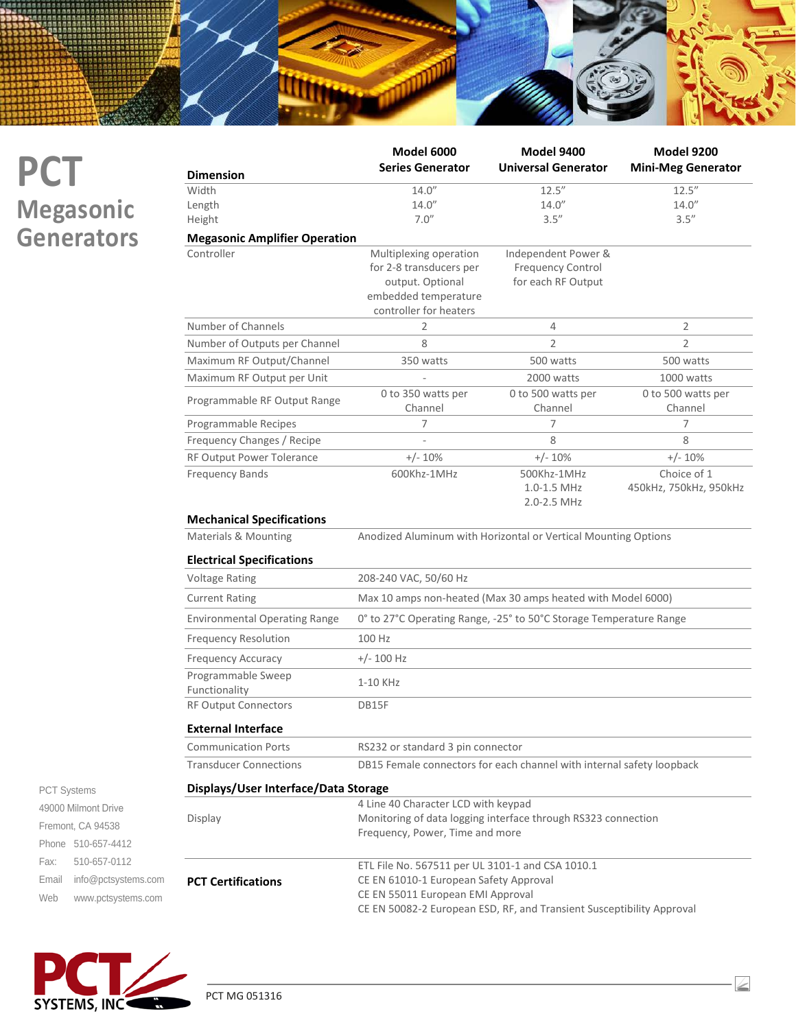# PCT Megasonic Generators

| Dimension | Model 6000 Series Generator | Model 9400 Universal Generator | Model 9200 Mini-Meg Generator |
|---|---|---|---|
| Width | 14.0″ | 12.5″ | 12.5″ |
| Length | 14.0″ | 14.0″ | 14.0″ |
| Height | 7.0″ | 3.5″ | 3.5″ |
| **Megasonic Amplifier Operation** | | | |
| Controller | Multiplexing operation for 2-8 transducers per output. Optional embedded temperature controller for heaters | Independent Power & Frequency Control for each RF Output | |
| Number of Channels | 2 | 4 | 2 |
| Number of Outputs per Channel | 8 | 2 | 2 |
| Maximum RF Output/Channel | 350 watts | 500 watts | 500 watts |
| Maximum RF Output per Unit | - | 2000 watts | 1000 watts |
| Programmable RF Output Range | 0 to 350 watts per Channel | 0 to 500 watts per Channel | 0 to 500 watts per Channel |
| Programmable Recipes | 7 | 7 | 7 |
| Frequency Changes / Recipe | - | 8 | 8 |
| RF Output Power Tolerance | +/- 10% | +/- 10% | +/- 10% |
| Frequency Bands | 600Khz-1MHz | 500Khz-1MHz<br>1.0-1.5 MHz<br>2.0-2.5 MHz | Choice of 1<br>450kHz, 750kHz, 950kHz |

**Mechanical Specifications**

| | |
|---|---|
| Materials & Mounting | Anodized Aluminum with Horizontal or Vertical Mounting Options |

**Electrical Specifications**

| | |
|---|---|
| Voltage Rating | 208-240 VAC, 50/60 Hz |
| Current Rating | Max 10 amps non-heated (Max 30 amps heated with Model 6000) |
| Environmental Operating Range | 0° to 27°C Operating Range, -25° to 50°C Storage Temperature Range |
| Frequency Resolution | 100 Hz |
| Frequency Accuracy | +/- 100 Hz |
| Programmable Sweep Functionality | 1-10 KHz |
| RF Output Connectors | DB15F |

**External Interface**

| | |
|---|---|
| Communication Ports | RS232 or standard 3 pin connector |
| Transducer Connections | DB15 Female connectors for each channel with internal safety loopback |

**Displays/User Interface/Data Storage**

| | |
|---|---|
| Display | 4 Line 40 Character LCD with keypad<br>Monitoring of data logging interface through RS323 connection<br>Frequency, Power, Time and more |
| **PCT Certifications** | ETL File No. 567511 per UL 3101-1 and CSA 1010.1<br>CE EN 61010-1 European Safety Approval<br>CE EN 55011 European EMI Approval<br>CE EN 50082-2 European ESD, RF, and Transient Susceptibility Approval |

PCT Systems
49000 Milmont Drive
Fremont, CA 94538
Phone 510-657-4412
Fax: 510-657-0112
Email info@pctsystems.com
Web www.pctsystems.com

PCT SYSTEMS, INC

PCT MG 051316